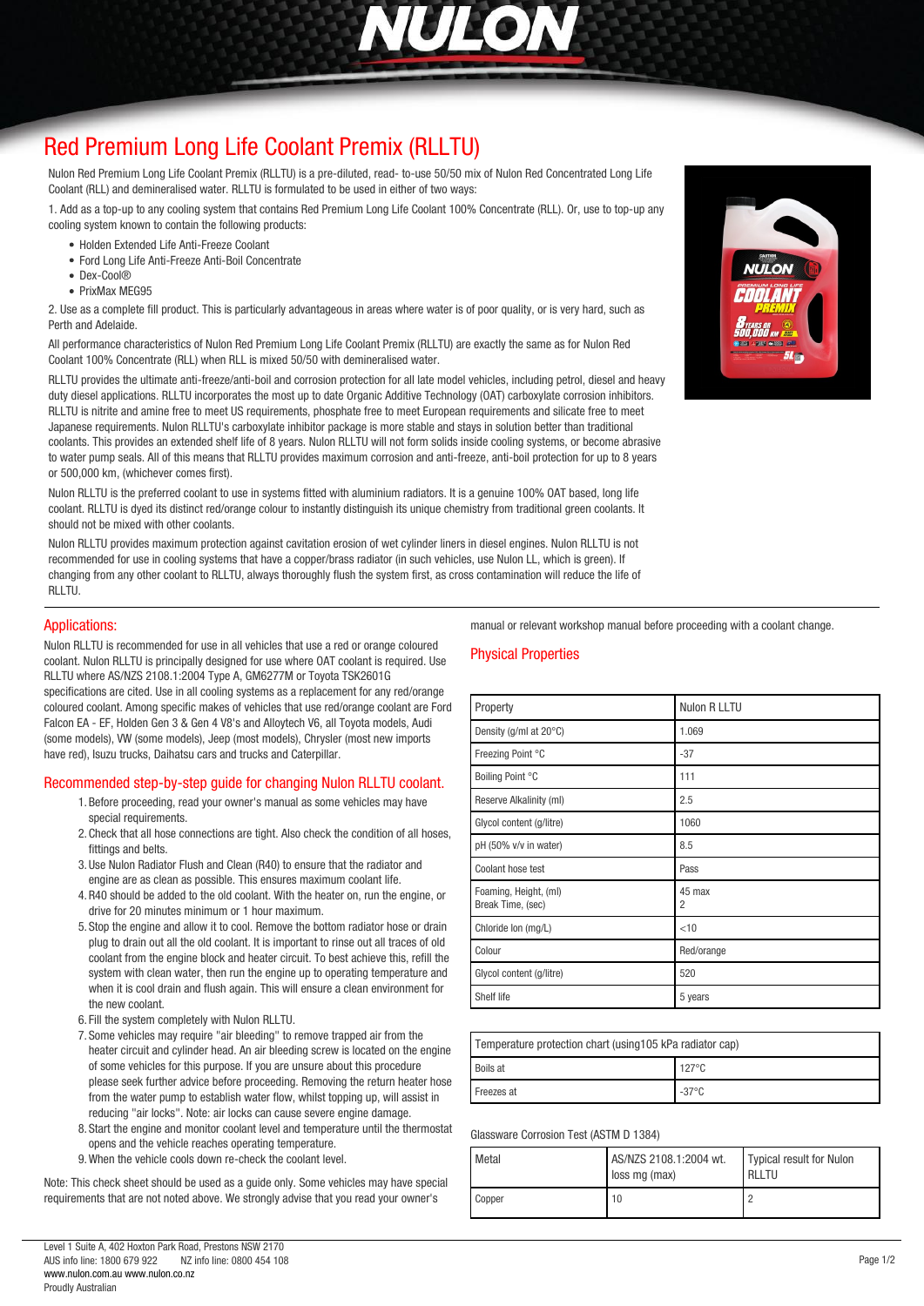# Red Premium Long Life Coolant Premix (RLLTU)

Nulon Red Premium Long Life Coolant Premix (RLLTU) is a pre-diluted, read- to-use 50/50 mix of Nulon Red Concentrated Long Life Coolant (RLL) and demineralised water. RLLTU is formulated to be used in either of two ways:

1. Add as a top-up to any cooling system that contains Red Premium Long Life Coolant 100% Concentrate (RLL). Or, use to top-up any cooling system known to contain the following products:

- Holden Extended Life Anti-Freeze Coolant
- Ford Long Life Anti-Freeze Anti-Boil Concentrate
- Dex-Cool®
- PrixMax MEG95

2. Use as a complete fill product. This is particularly advantageous in areas where water is of poor quality, or is very hard, such as Perth and Adelaide.

All performance characteristics of Nulon Red Premium Long Life Coolant Premix (RLLTU) are exactly the same as for Nulon Red Coolant 100% Concentrate (RLL) when RLL is mixed 50/50 with demineralised water.

RLLTU provides the ultimate anti-freeze/anti-boil and corrosion protection for all late model vehicles, including petrol, diesel and heavy duty diesel applications. RLLTU incorporates the most up to date Organic Additive Technology (OAT) carboxylate corrosion inhibitors. RLLTU is nitrite and amine free to meet US requirements, phosphate free to meet European requirements and silicate free to meet Japanese requirements. Nulon RLLTU's carboxylate inhibitor package is more stable and stays in solution better than traditional coolants. This provides an extended shelf life of 8 years. Nulon RLLTU will not form solids inside cooling systems, or become abrasive to water pump seals. All of this means that RLLTU provides maximum corrosion and anti-freeze, anti-boil protection for up to 8 years or 500,000 km, (whichever comes first).

Nulon RLLTU is the preferred coolant to use in systems fitted with aluminium radiators. It is a genuine 100% OAT based, long life coolant. RLLTU is dyed its distinct red/orange colour to instantly distinguish its unique chemistry from traditional green coolants. It should not be mixed with other coolants.

Nulon RLLTU provides maximum protection against cavitation erosion of wet cylinder liners in diesel engines. Nulon RLLTU is not recommended for use in cooling systems that have a copper/brass radiator (in such vehicles, use Nulon LL, which is green). If changing from any other coolant to RLLTU, always thoroughly flush the system first, as cross contamination will reduce the life of RLLTU.

## Applications:

Nulon RLLTU is recommended for use in all vehicles that use a red or orange coloured coolant. Nulon RLLTU is principally designed for use where OAT coolant is required. Use RLLTU where AS/NZS 2108.1:2004 Type A, GM6277M or Toyota TSK2601G specifications are cited. Use in all cooling systems as a replacement for any red/orange coloured coolant. Among specific makes of vehicles that use red/orange coolant are Ford Falcon EA - EF, Holden Gen 3 & Gen 4 V8's and Alloytech V6, all Toyota models, Audi (some models), VW (some models), Jeep (most models), Chrysler (most new imports have red), Isuzu trucks, Daihatsu cars and trucks and Caterpillar.

## Recommended step-by-step guide for changing Nulon RLLTU coolant.

1. Before proceeding, read your owner's manual as some vehicles may have special requirements.
2. Check that all hose connections are tight. Also check the condition of all hoses, fittings and belts.
3. Use Nulon Radiator Flush and Clean (R40) to ensure that the radiator and engine are as clean as possible. This ensures maximum coolant life.
4. R40 should be added to the old coolant. With the heater on, run the engine, or drive for 20 minutes minimum or 1 hour maximum.
5. Stop the engine and allow it to cool. Remove the bottom radiator hose or drain plug to drain out all the old coolant. It is important to rinse out all traces of old coolant from the engine block and heater circuit. To best achieve this, refill the system with clean water, then run the engine up to operating temperature and when it is cool drain and flush again. This will ensure a clean environment for the new coolant.
6. Fill the system completely with Nulon RLLTU.
7. Some vehicles may require "air bleeding" to remove trapped air from the heater circuit and cylinder head. An air bleeding screw is located on the engine of some vehicles for this purpose. If you are unsure about this procedure please seek further advice before proceeding. Removing the return heater hose from the water pump to establish water flow, whilst topping up, will assist in reducing "air locks". Note: air locks can cause severe engine damage.
8. Start the engine and monitor coolant level and temperature until the thermostat opens and the vehicle reaches operating temperature.
9. When the vehicle cools down re-check the coolant level.

Note: This check sheet should be used as a guide only. Some vehicles may have special requirements that are not noted above. We strongly advise that you read your owner's manual or relevant workshop manual before proceeding with a coolant change.

## Physical Properties

| Property | Nulon R LLTU |
|---|---|
| Density (g/ml at 20°C) | 1.069 |
| Freezing Point °C | -37 |
| Boiling Point °C | 111 |
| Reserve Alkalinity (ml) | 2.5 |
| Glycol content (g/litre) | 1060 |
| pH (50% v/v in water) | 8.5 |
| Coolant hose test | Pass |
| Foaming, Height, (ml)<br>Break Time, (sec) | 45 max<br>2 |
| Chloride Ion (mg/L) | <10 |
| Colour | Red/orange |
| Glycol content (g/litre) | 520 |
| Shelf life | 5 years |

| Temperature protection chart (using105 kPa radiator cap) | |
|---|---|
| Boils at | 127°C |
| Freezes at | -37°C |

Glassware Corrosion Test (ASTM D 1384)

| Metal | AS/NZS 2108.1:2004 wt. loss mg (max) | Typical result for Nulon RLLTU |
|---|---|---|
| Copper | 10 | 2 |

Level 1 Suite A, 402 Hoxton Park Road, Prestons NSW 2170
AUS info line: 1800 679 922 NZ info line: 0800 454 108
www.nulon.com.au www.nulon.co.nz
Proudly Australian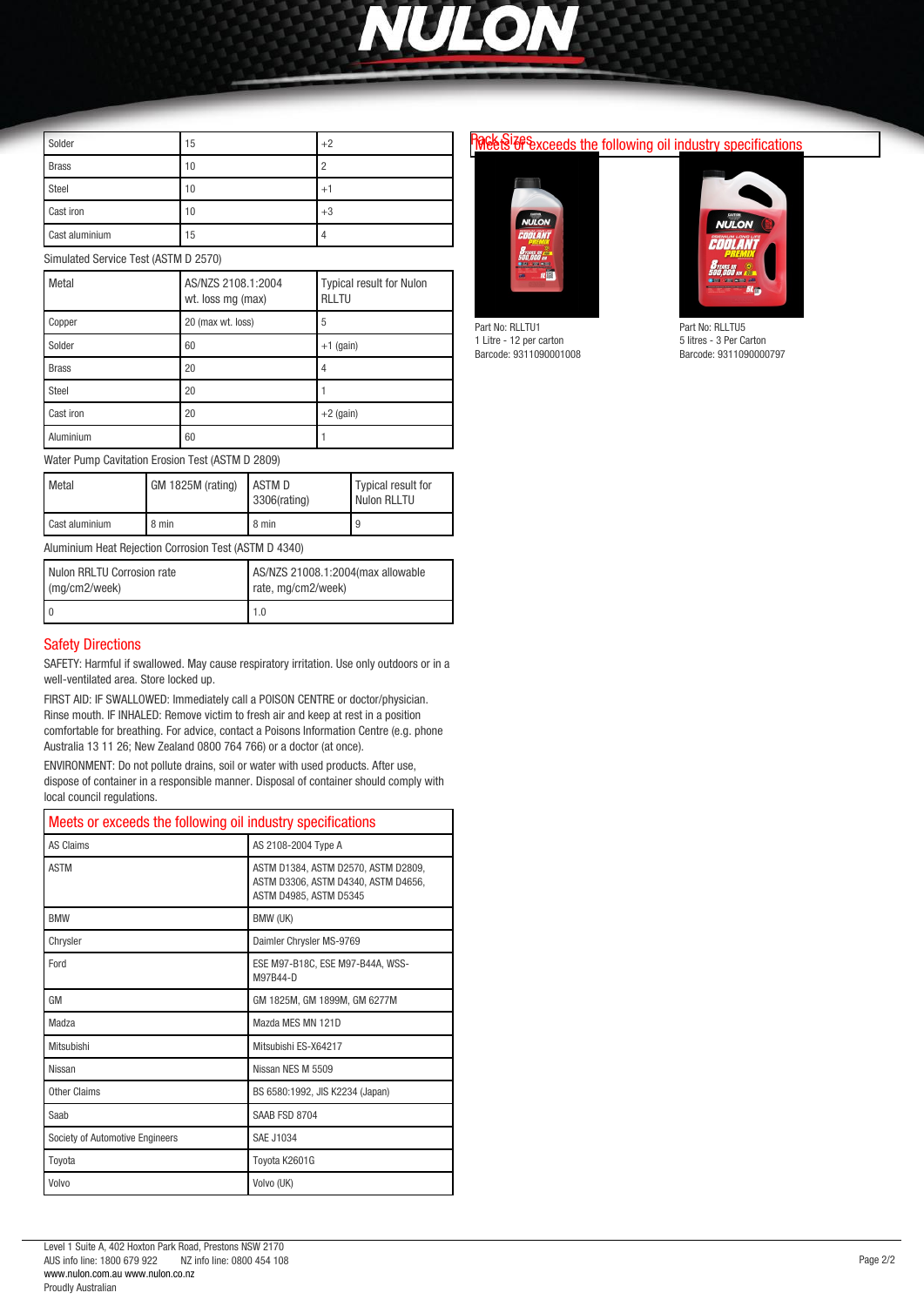| | | |
|---|---|---|
| Solder | 15 | +2 |
| Brass | 10 | 2 |
| Steel | 10 | +1 |
| Cast iron | 10 | +3 |
| Cast aluminium | 15 | 4 |

Simulated Service Test (ASTM D 2570)

| Metal | AS/NZS 2108.1:2004 wt. loss mg (max) | Typical result for Nulon RLLTU |
|---|---|---|
| Copper | 20 (max wt. loss) | 5 |
| Solder | 60 | +1 (gain) |
| Brass | 20 | 4 |
| Steel | 20 | 1 |
| Cast iron | 20 | +2 (gain) |
| Aluminium | 60 | 1 |

Water Pump Cavitation Erosion Test (ASTM D 2809)

| Metal | GM 1825M (rating) | ASTM D 3306(rating) | Typical result for Nulon RLLTU |
|---|---|---|---|
| Cast aluminium | 8 min | 8 min | 9 |

Aluminium Heat Rejection Corrosion Test (ASTM D 4340)

| Nulon RRLTU Corrosion rate (mg/cm2/week) | AS/NZS 21008.1:2004(max allowable rate, mg/cm2/week) |
|---|---|
| 0 | 1.0 |

## Safety Directions

SAFETY: Harmful if swallowed. May cause respiratory irritation. Use only outdoors or in a well-ventilated area. Store locked up.

FIRST AID: IF SWALLOWED: Immediately call a POISON CENTRE or doctor/physician. Rinse mouth. IF INHALED: Remove victim to fresh air and keep at rest in a position comfortable for breathing. For advice, contact a Poisons Information Centre (e.g. phone Australia 13 11 26; New Zealand 0800 764 766) or a doctor (at once).

ENVIRONMENT: Do not pollute drains, soil or water with used products. After use, dispose of container in a responsible manner. Disposal of container should comply with local council regulations.

## Meets or exceeds the following oil industry specifications

| | |
|---|---|
| AS Claims | AS 2108-2004 Type A |
| ASTM | ASTM D1384, ASTM D2570, ASTM D2809, ASTM D3306, ASTM D4340, ASTM D4656, ASTM D4985, ASTM D5345 |
| BMW | BMW (UK) |
| Chrysler | Daimler Chrysler MS-9769 |
| Ford | ESE M97-B18C, ESE M97-B44A, WSS-M97B44-D |
| GM | GM 1825M, GM 1899M, GM 6277M |
| Madza | Mazda MES MN 121D |
| Mitsubishi | Mitsubishi ES-X64217 |
| Nissan | Nissan NES M 5509 |
| Other Claims | BS 6580:1992, JIS K2234 (Japan) |
| Saab | SAAB FSD 8704 |
| Society of Automotive Engineers | SAE J1034 |
| Toyota | Toyota K2601G |
| Volvo | Volvo (UK) |

## Pack Sizes

Part No: RLLTU1
1 Litre - 12 per carton
Barcode: 9311090001008

Part No: RLLTU5
5 litres - 3 Per Carton
Barcode: 9311090000797

Level 1 Suite A, 402 Hoxton Park Road, Prestons NSW 2170
AUS info line: 1800 679 922 NZ info line: 0800 454 108
www.nulon.com.au www.nulon.co.nz
Proudly Australian